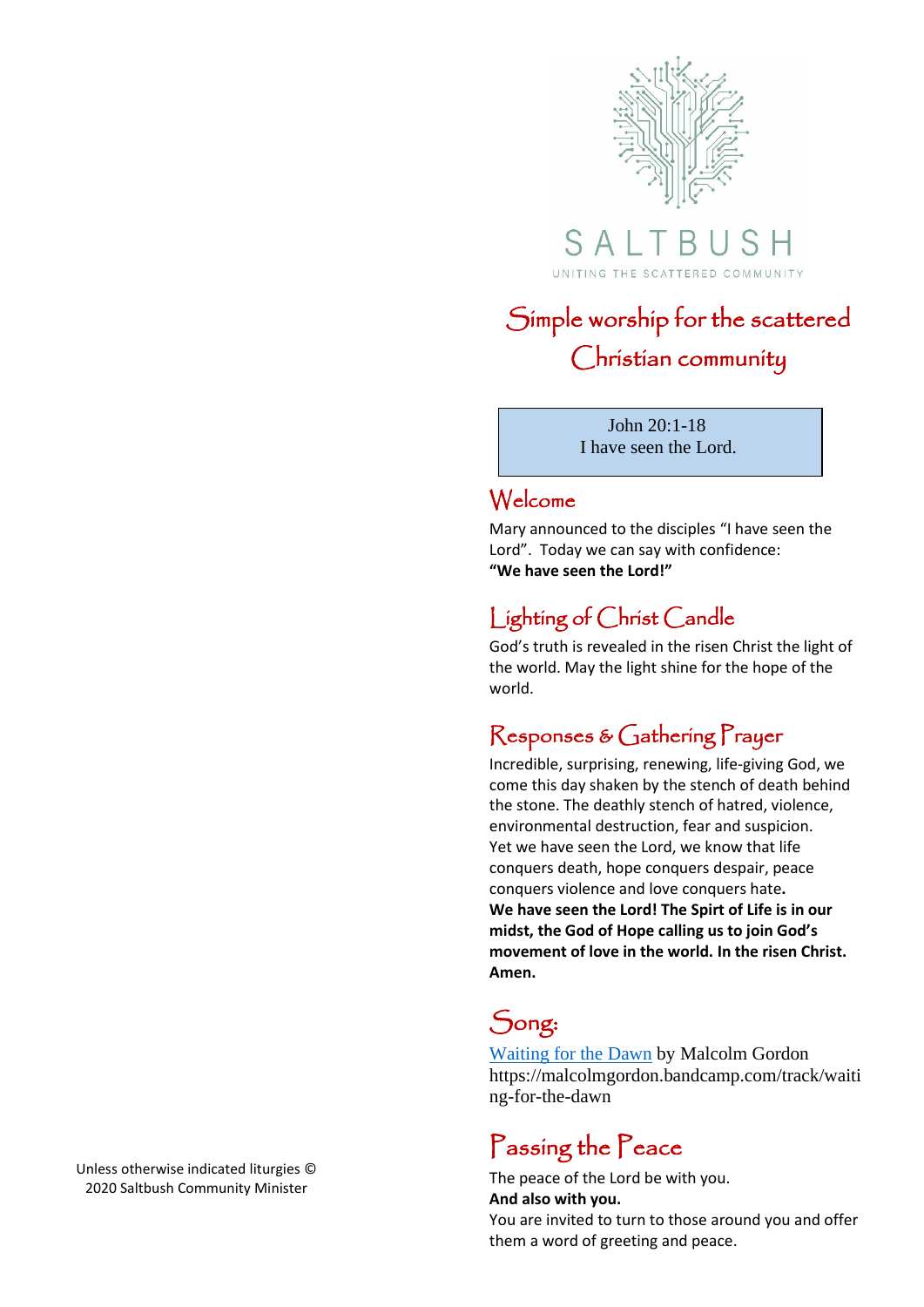SALTBUSH

UNITING THE SCATTERED COMMUNITY

# Simple worship for the scattered Christian community

John 20:1-18
I have seen the Lord.

## Welcome

Mary announced to the disciples "I have seen the Lord". Today we can say with confidence:
**"We have seen the Lord!"**

## Lighting of Christ Candle

God's truth is revealed in the risen Christ the light of the world. May the light shine for the hope of the world.

## Responses & Gathering Prayer

Incredible, surprising, renewing, life-giving God, we come this day shaken by the stench of death behind the stone. The deathly stench of hatred, violence, environmental destruction, fear and suspicion. Yet we have seen the Lord, we know that life conquers death, hope conquers despair, peace conquers violence and love conquers hate.
**We have seen the Lord! The Spirt of Life is in our midst, the God of Hope calling us to join God's movement of love in the world. In the risen Christ. Amen.**

## Song:

Waiting for the Dawn by Malcolm Gordon
https://malcolmgordon.bandcamp.com/track/waiting-for-the-dawn

## Passing the Peace

The peace of the Lord be with you.
**And also with you.**
You are invited to turn to those around you and offer them a word of greeting and peace.

Unless otherwise indicated liturgies © 2020 Saltbush Community Minister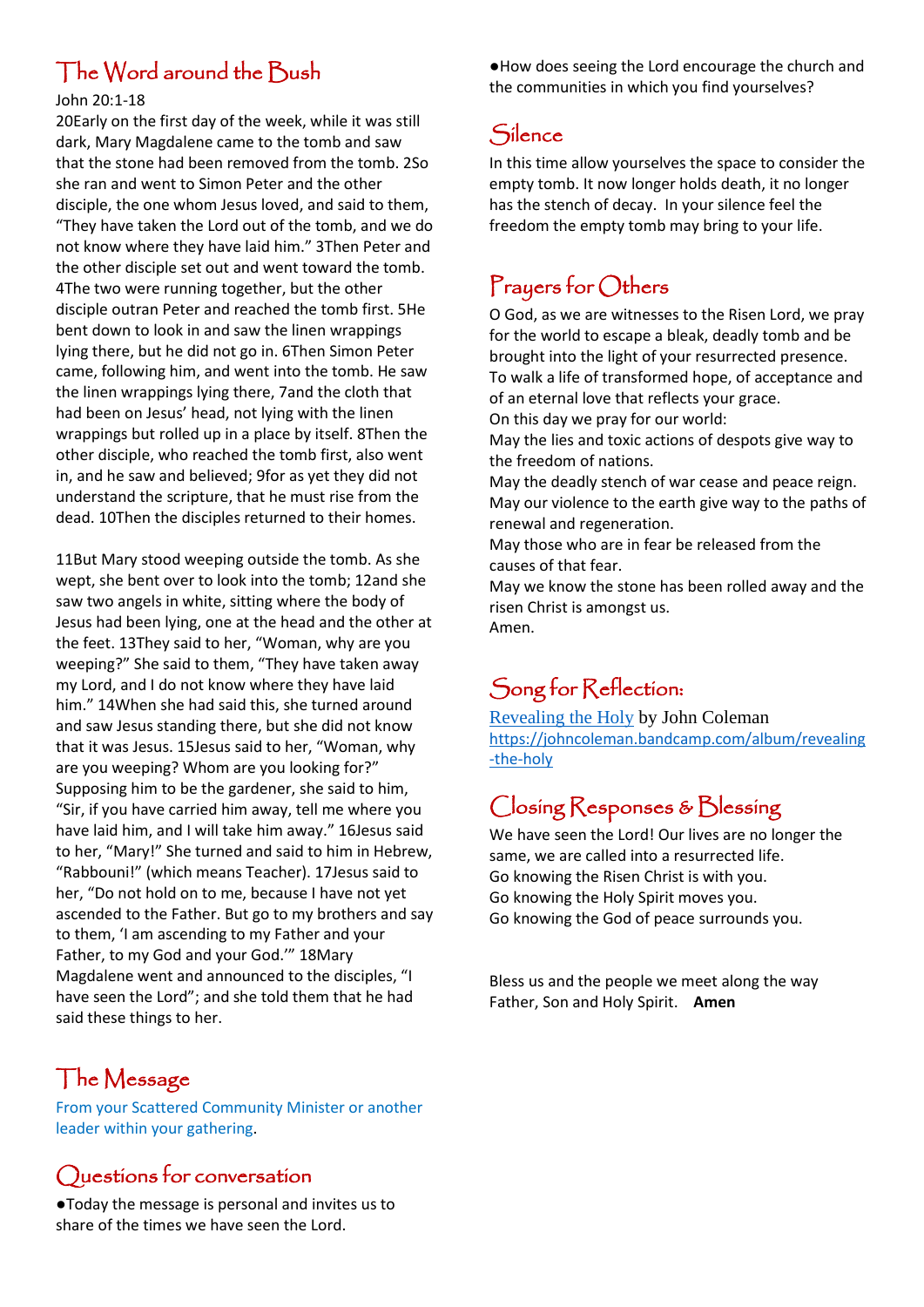## The Word around the Bush

John 20:1-18

20Early on the first day of the week, while it was still dark, Mary Magdalene came to the tomb and saw that the stone had been removed from the tomb. 2So she ran and went to Simon Peter and the other disciple, the one whom Jesus loved, and said to them, "They have taken the Lord out of the tomb, and we do not know where they have laid him." 3Then Peter and the other disciple set out and went toward the tomb. 4The two were running together, but the other disciple outran Peter and reached the tomb first. 5He bent down to look in and saw the linen wrappings lying there, but he did not go in. 6Then Simon Peter came, following him, and went into the tomb. He saw the linen wrappings lying there, 7and the cloth that had been on Jesus' head, not lying with the linen wrappings but rolled up in a place by itself. 8Then the other disciple, who reached the tomb first, also went in, and he saw and believed; 9for as yet they did not understand the scripture, that he must rise from the dead. 10Then the disciples returned to their homes.

11But Mary stood weeping outside the tomb. As she wept, she bent over to look into the tomb; 12and she saw two angels in white, sitting where the body of Jesus had been lying, one at the head and the other at the feet. 13They said to her, "Woman, why are you weeping?" She said to them, "They have taken away my Lord, and I do not know where they have laid him." 14When she had said this, she turned around and saw Jesus standing there, but she did not know that it was Jesus. 15Jesus said to her, "Woman, why are you weeping? Whom are you looking for?" Supposing him to be the gardener, she said to him, "Sir, if you have carried him away, tell me where you have laid him, and I will take him away." 16Jesus said to her, "Mary!" She turned and said to him in Hebrew, "Rabbouni!" (which means Teacher). 17Jesus said to her, "Do not hold on to me, because I have not yet ascended to the Father. But go to my brothers and say to them, 'I am ascending to my Father and your Father, to my God and your God.'" 18Mary Magdalene went and announced to the disciples, "I have seen the Lord"; and she told them that he had said these things to her.

## The Message

From your Scattered Community Minister or another leader within your gathering.

## Questions for conversation

- Today the message is personal and invites us to share of the times we have seen the Lord.
- How does seeing the Lord encourage the church and the communities in which you find yourselves?

## Silence

In this time allow yourselves the space to consider the empty tomb. It now longer holds death, it no longer has the stench of decay. In your silence feel the freedom the empty tomb may bring to your life.

## Prayers for Others

O God, as we are witnesses to the Risen Lord, we pray for the world to escape a bleak, deadly tomb and be brought into the light of your resurrected presence. To walk a life of transformed hope, of acceptance and of an eternal love that reflects your grace.
On this day we pray for our world:
May the lies and toxic actions of despots give way to the freedom of nations.
May the deadly stench of war cease and peace reign.
May our violence to the earth give way to the paths of renewal and regeneration.
May those who are in fear be released from the causes of that fear.
May we know the stone has been rolled away and the risen Christ is amongst us.
Amen.

## Song for Reflection:

Revealing the Holy by John Coleman
https://johncoleman.bandcamp.com/album/revealing-the-holy

## Closing Responses & Blessing

We have seen the Lord! Our lives are no longer the same, we are called into a resurrected life.
Go knowing the Risen Christ is with you.
Go knowing the Holy Spirit moves you.
Go knowing the God of peace surrounds you.

Bless us and the people we meet along the way
Father, Son and Holy Spirit. **Amen**